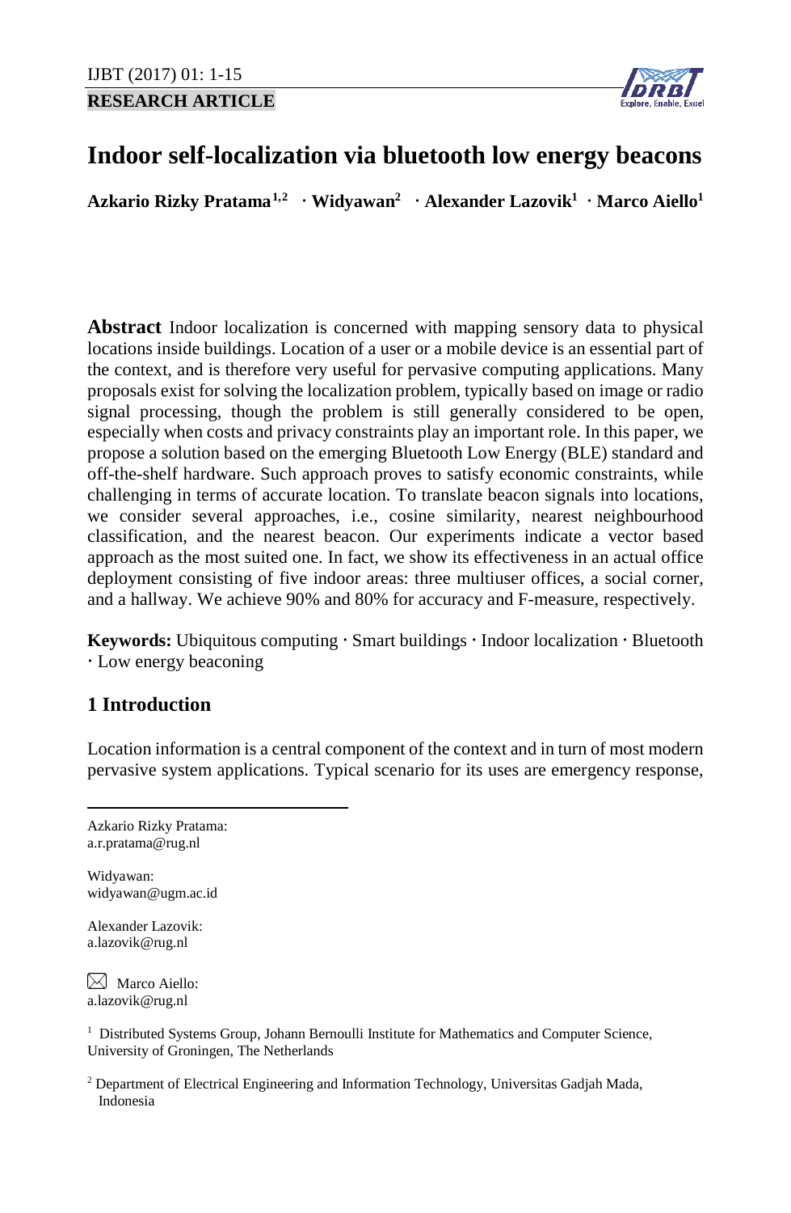**RESEARCH ARTICLE**

# Indoor self-localization via bluetooth low energy beacons

**Azkario Rizky Pratama[1,2] · Widyawan[2] · Alexander Lazovik[1] · Marco Aiello[1]**

**Abstract** Indoor localization is concerned with mapping sensory data to physical locations inside buildings. Location of a user or a mobile device is an essential part of the context, and is therefore very useful for pervasive computing applications. Many proposals exist for solving the localization problem, typically based on image or radio signal processing, though the problem is still generally considered to be open, especially when costs and privacy constraints play an important role. In this paper, we propose a solution based on the emerging Bluetooth Low Energy (BLE) standard and off-the-shelf hardware. Such approach proves to satisfy economic constraints, while challenging in terms of accurate location. To translate beacon signals into locations, we consider several approaches, i.e., cosine similarity, nearest neighbourhood classification, and the nearest beacon. Our experiments indicate a vector based approach as the most suited one. In fact, we show its effectiveness in an actual office deployment consisting of five indoor areas: three multiuser offices, a social corner, and a hallway. We achieve 90% and 80% for accuracy and F-measure, respectively.

**Keywords:** Ubiquitous computing · Smart buildings · Indoor localization · Bluetooth · Low energy beaconing

## 1 Introduction

Location information is a central component of the context and in turn of most modern pervasive system applications. Typical scenario for its uses are emergency response,

---

Azkario Rizky Pratama:
a.r.pratama@rug.nl

Widyawan:
widyawan@ugm.ac.id

Alexander Lazovik:
a.lazovik@rug.nl

✉ Marco Aiello:
a.lazovik@rug.nl

[1] Distributed Systems Group, Johann Bernoulli Institute for Mathematics and Computer Science, University of Groningen, The Netherlands

[2] Department of Electrical Engineering and Information Technology, Universitas Gadjah Mada, Indonesia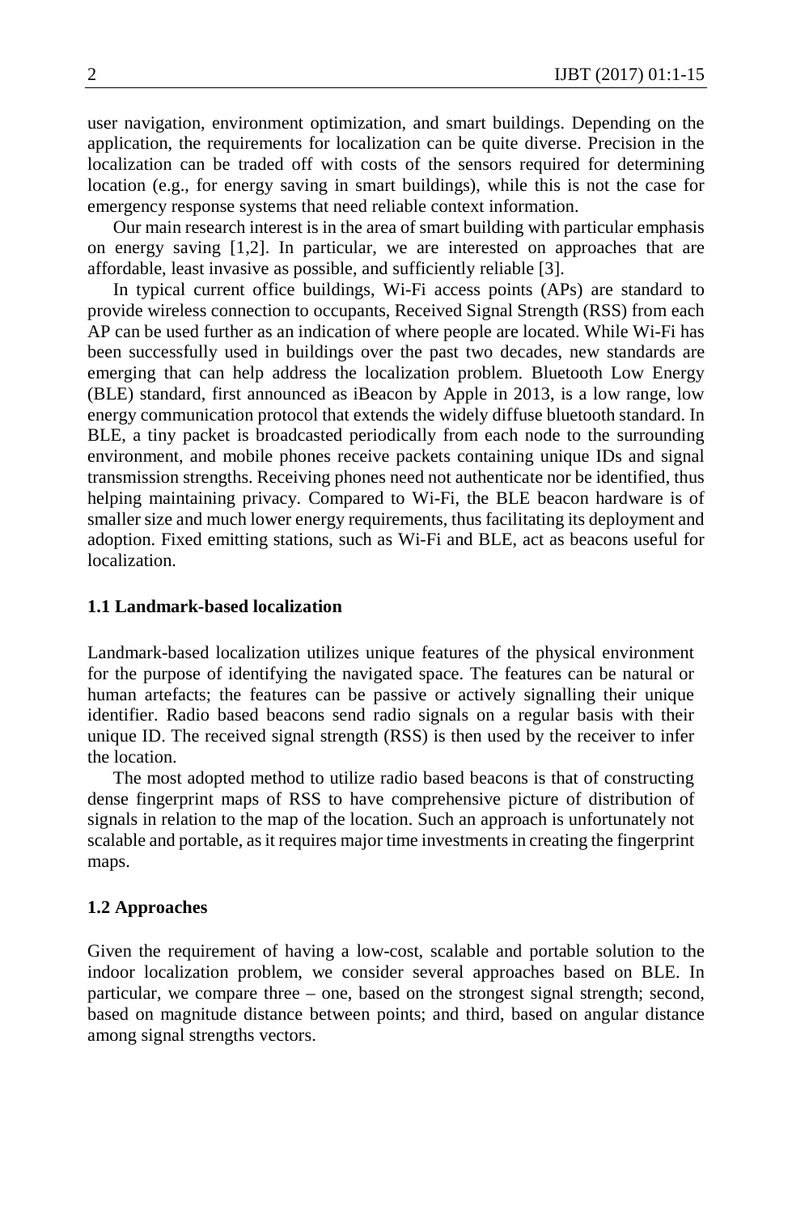user navigation, environment optimization, and smart buildings. Depending on the application, the requirements for localization can be quite diverse. Precision in the localization can be traded off with costs of the sensors required for determining location (e.g., for energy saving in smart buildings), while this is not the case for emergency response systems that need reliable context information.

Our main research interest is in the area of smart building with particular emphasis on energy saving [1,2]. In particular, we are interested on approaches that are affordable, least invasive as possible, and sufficiently reliable [3].

In typical current office buildings, Wi-Fi access points (APs) are standard to provide wireless connection to occupants, Received Signal Strength (RSS) from each AP can be used further as an indication of where people are located. While Wi-Fi has been successfully used in buildings over the past two decades, new standards are emerging that can help address the localization problem. Bluetooth Low Energy (BLE) standard, first announced as iBeacon by Apple in 2013, is a low range, low energy communication protocol that extends the widely diffuse bluetooth standard. In BLE, a tiny packet is broadcasted periodically from each node to the surrounding environment, and mobile phones receive packets containing unique IDs and signal transmission strengths. Receiving phones need not authenticate nor be identified, thus helping maintaining privacy. Compared to Wi-Fi, the BLE beacon hardware is of smaller size and much lower energy requirements, thus facilitating its deployment and adoption. Fixed emitting stations, such as Wi-Fi and BLE, act as beacons useful for localization.

### 1.1 Landmark-based localization

Landmark-based localization utilizes unique features of the physical environment for the purpose of identifying the navigated space. The features can be natural or human artefacts; the features can be passive or actively signalling their unique identifier. Radio based beacons send radio signals on a regular basis with their unique ID. The received signal strength (RSS) is then used by the receiver to infer the location.

The most adopted method to utilize radio based beacons is that of constructing dense fingerprint maps of RSS to have comprehensive picture of distribution of signals in relation to the map of the location. Such an approach is unfortunately not scalable and portable, as it requires major time investments in creating the fingerprint maps.

### 1.2 Approaches

Given the requirement of having a low-cost, scalable and portable solution to the indoor localization problem, we consider several approaches based on BLE. In particular, we compare three – one, based on the strongest signal strength; second, based on magnitude distance between points; and third, based on angular distance among signal strengths vectors.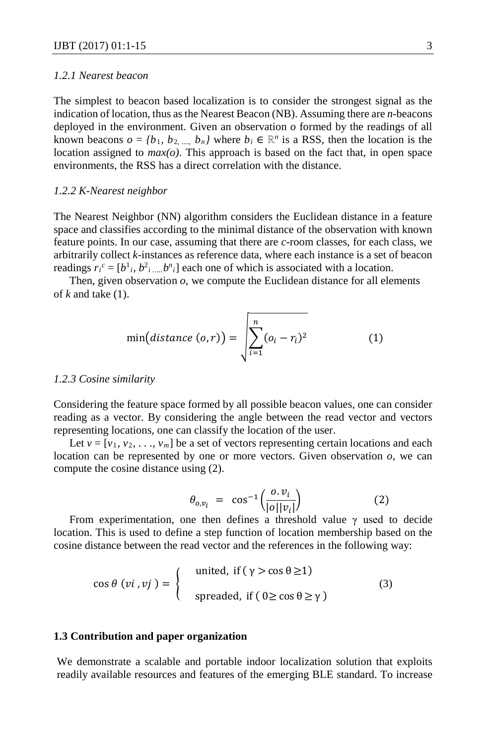### *1.2.1 Nearest beacon*

The simplest to beacon based localization is to consider the strongest signal as the indication of location, thus as the Nearest Beacon (NB). Assuming there are *n*-beacons deployed in the environment. Given an observation *o* formed by the readings of all known beacons $o = \{b_1, b_2, \ldots, b_n\}$ where $b_i \in \mathbb{R}^n$ is a RSS, then the location is the location assigned to *max(o)*. This approach is based on the fact that, in open space environments, the RSS has a direct correlation with the distance.

### *1.2.2 K-Nearest neighbor*

The Nearest Neighbor (NN) algorithm considers the Euclidean distance in a feature space and classifies according to the minimal distance of the observation with known feature points. In our case, assuming that there are *c*-room classes, for each class, we arbitrarily collect *k*-instances as reference data, where each instance is a set of beacon readings $r_i^c = [b^1_i, b^2_i \ldots b^n_i]$ each one of which is associated with a location.

Then, given observation *o*, we compute the Euclidean distance for all elements of *k* and take (1).

$$\min\big(distance\ (o, r)\big) = \sqrt{\sum_{i=1}^{n}(o_i - r_i)^2} \qquad (1)$$

### *1.2.3 Cosine similarity*

Considering the feature space formed by all possible beacon values, one can consider reading as a vector. By considering the angle between the read vector and vectors representing locations, one can classify the location of the user.

Let $v = [v_1, v_2, \ldots, v_m]$ be a set of vectors representing certain locations and each location can be represented by one or more vectors. Given observation *o*, we can compute the cosine distance using (2).

$$\theta_{o,v_i} = \cos^{-1}\left(\frac{o.v_i}{|o||v_i|}\right) \qquad (2)$$

From experimentation, one then defines a threshold value γ used to decide location. This is used to define a step function of location membership based on the cosine distance between the read vector and the references in the following way:

$$\cos\theta\ (vi, vj) = \begin{cases} \text{united, if } (\gamma > \cos\theta \geq 1) \\ \text{spreaded, if } (0 \geq \cos\theta \geq \gamma) \end{cases} \qquad (3)$$

## 1.3 Contribution and paper organization

We demonstrate a scalable and portable indoor localization solution that exploits readily available resources and features of the emerging BLE standard. To increase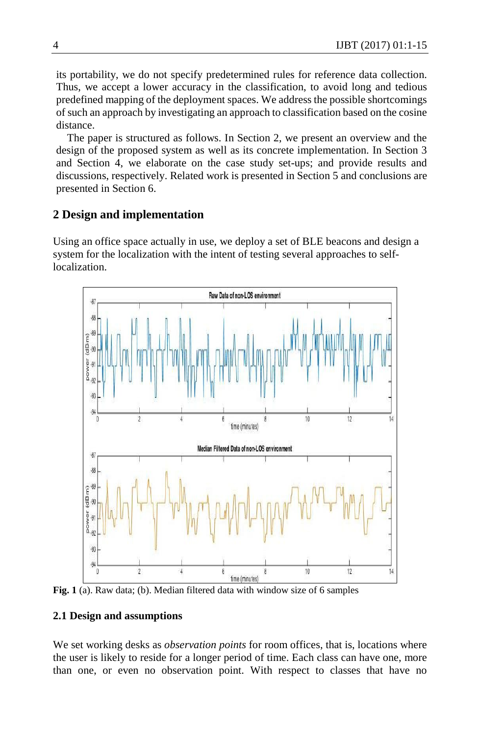its portability, we do not specify predetermined rules for reference data collection. Thus, we accept a lower accuracy in the classification, to avoid long and tedious predefined mapping of the deployment spaces. We address the possible shortcomings of such an approach by investigating an approach to classification based on the cosine distance.

The paper is structured as follows. In Section 2, we present an overview and the design of the proposed system as well as its concrete implementation. In Section 3 and Section 4, we elaborate on the case study set-ups; and provide results and discussions, respectively. Related work is presented in Section 5 and conclusions are presented in Section 6.

## 2 Design and implementation

Using an office space actually in use, we deploy a set of BLE beacons and design a system for the localization with the intent of testing several approaches to self-localization.

**Fig. 1** (a). Raw data; (b). Median filtered data with window size of 6 samples

### 2.1 Design and assumptions

We set working desks as *observation points* for room offices, that is, locations where the user is likely to reside for a longer period of time. Each class can have one, more than one, or even no observation point. With respect to classes that have no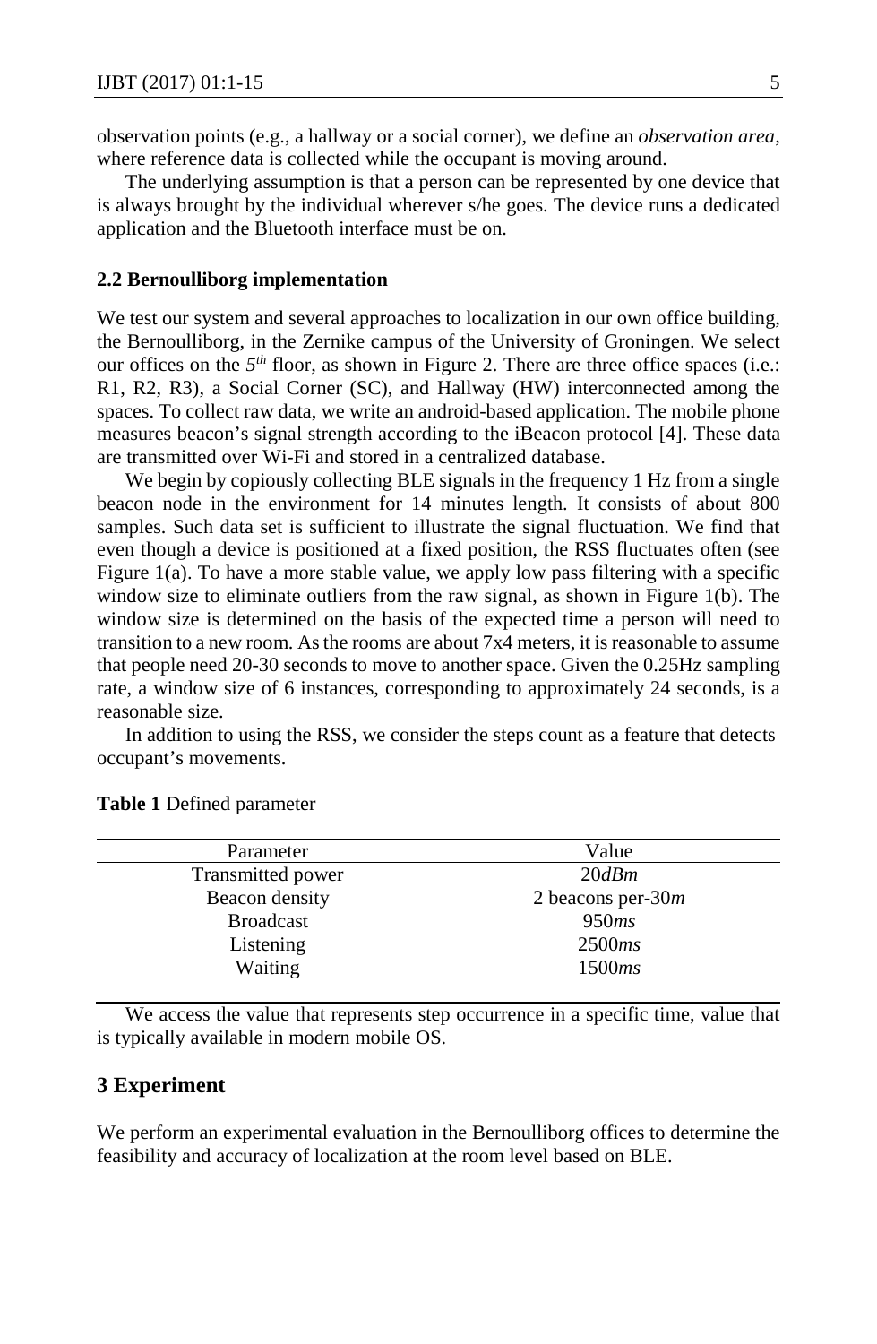observation points (e.g., a hallway or a social corner), we define an *observation area*, where reference data is collected while the occupant is moving around.

The underlying assumption is that a person can be represented by one device that is always brought by the individual wherever s/he goes. The device runs a dedicated application and the Bluetooth interface must be on.

### 2.2 Bernoulliborg implementation

We test our system and several approaches to localization in our own office building, the Bernoulliborg, in the Zernike campus of the University of Groningen. We select our offices on the $5^{th}$ floor, as shown in Figure 2. There are three office spaces (i.e.: R1, R2, R3), a Social Corner (SC), and Hallway (HW) interconnected among the spaces. To collect raw data, we write an android-based application. The mobile phone measures beacon's signal strength according to the iBeacon protocol [4]. These data are transmitted over Wi-Fi and stored in a centralized database.

We begin by copiously collecting BLE signals in the frequency 1 Hz from a single beacon node in the environment for 14 minutes length. It consists of about 800 samples. Such data set is sufficient to illustrate the signal fluctuation. We find that even though a device is positioned at a fixed position, the RSS fluctuates often (see Figure 1(a). To have a more stable value, we apply low pass filtering with a specific window size to eliminate outliers from the raw signal, as shown in Figure 1(b). The window size is determined on the basis of the expected time a person will need to transition to a new room. As the rooms are about 7x4 meters, it is reasonable to assume that people need 20-30 seconds to move to another space. Given the 0.25Hz sampling rate, a window size of 6 instances, corresponding to approximately 24 seconds, is a reasonable size.

In addition to using the RSS, we consider the steps count as a feature that detects occupant's movements.

**Table 1** Defined parameter

| Parameter | Value |
| --- | --- |
| Transmitted power | 20*dBm* |
| Beacon density | 2 beacons per-30*m* |
| Broadcast | 950*ms* |
| Listening | 2500*ms* |
| Waiting | 1500*ms* |

We access the value that represents step occurrence in a specific time, value that is typically available in modern mobile OS.

## 3 Experiment

We perform an experimental evaluation in the Bernoulliborg offices to determine the feasibility and accuracy of localization at the room level based on BLE.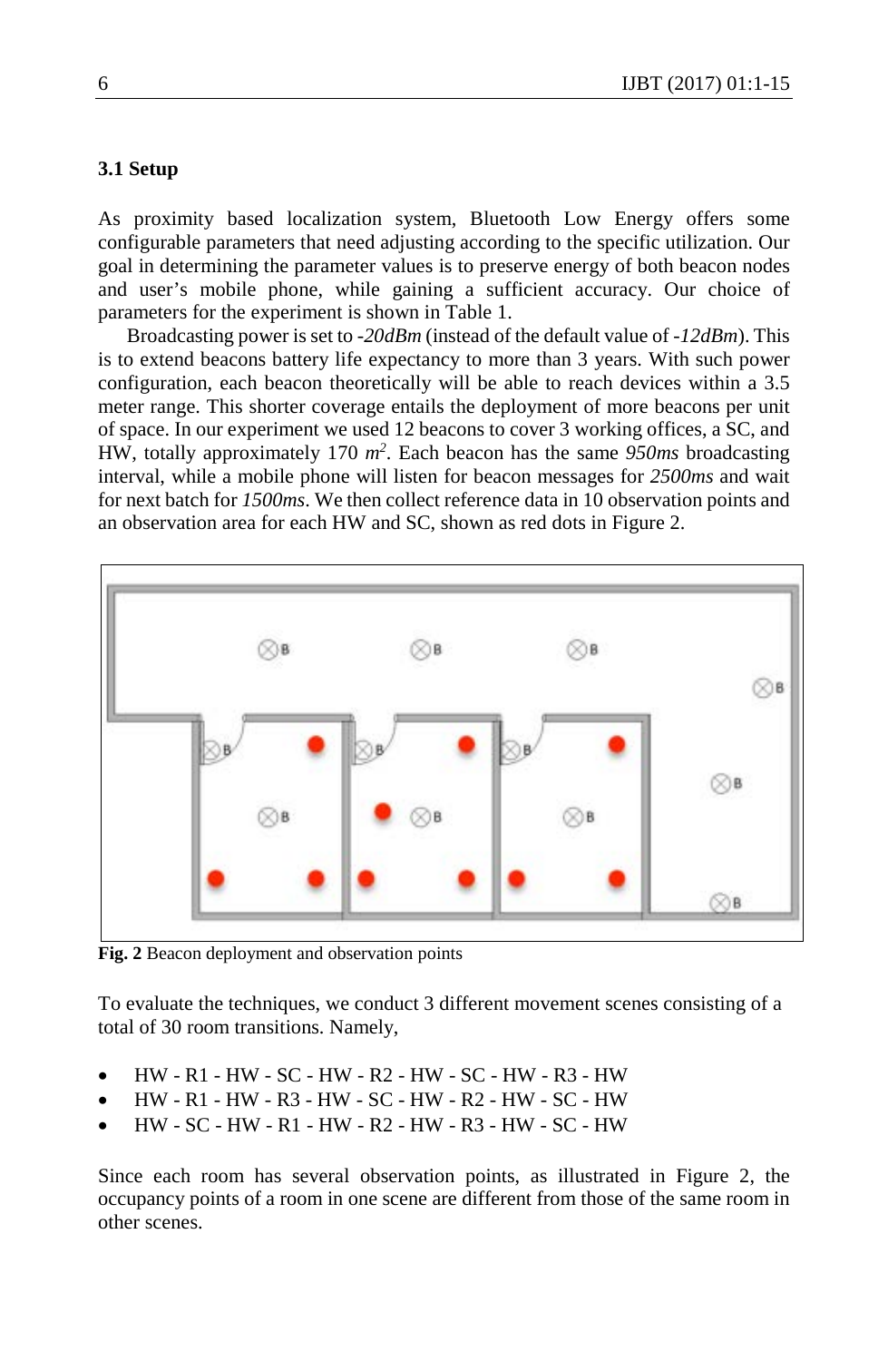### 3.1 Setup

As proximity based localization system, Bluetooth Low Energy offers some configurable parameters that need adjusting according to the specific utilization. Our goal in determining the parameter values is to preserve energy of both beacon nodes and user's mobile phone, while gaining a sufficient accuracy. Our choice of parameters for the experiment is shown in Table 1.

Broadcasting power is set to *-20dBm* (instead of the default value of *-12dBm*). This is to extend beacons battery life expectancy to more than 3 years. With such power configuration, each beacon theoretically will be able to reach devices within a 3.5 meter range. This shorter coverage entails the deployment of more beacons per unit of space. In our experiment we used 12 beacons to cover 3 working offices, a SC, and HW, totally approximately 170 $m^2$. Each beacon has the same *950ms* broadcasting interval, while a mobile phone will listen for beacon messages for *2500ms* and wait for next batch for *1500ms*. We then collect reference data in 10 observation points and an observation area for each HW and SC, shown as red dots in Figure 2.

**Fig. 2** Beacon deployment and observation points

To evaluate the techniques, we conduct 3 different movement scenes consisting of a total of 30 room transitions. Namely,

- HW - R1 - HW - SC - HW - R2 - HW - SC - HW - R3 - HW
- HW - R1 - HW - R3 - HW - SC - HW - R2 - HW - SC - HW
- HW - SC - HW - R1 - HW - R2 - HW - R3 - HW - SC - HW

Since each room has several observation points, as illustrated in Figure 2, the occupancy points of a room in one scene are different from those of the same room in other scenes.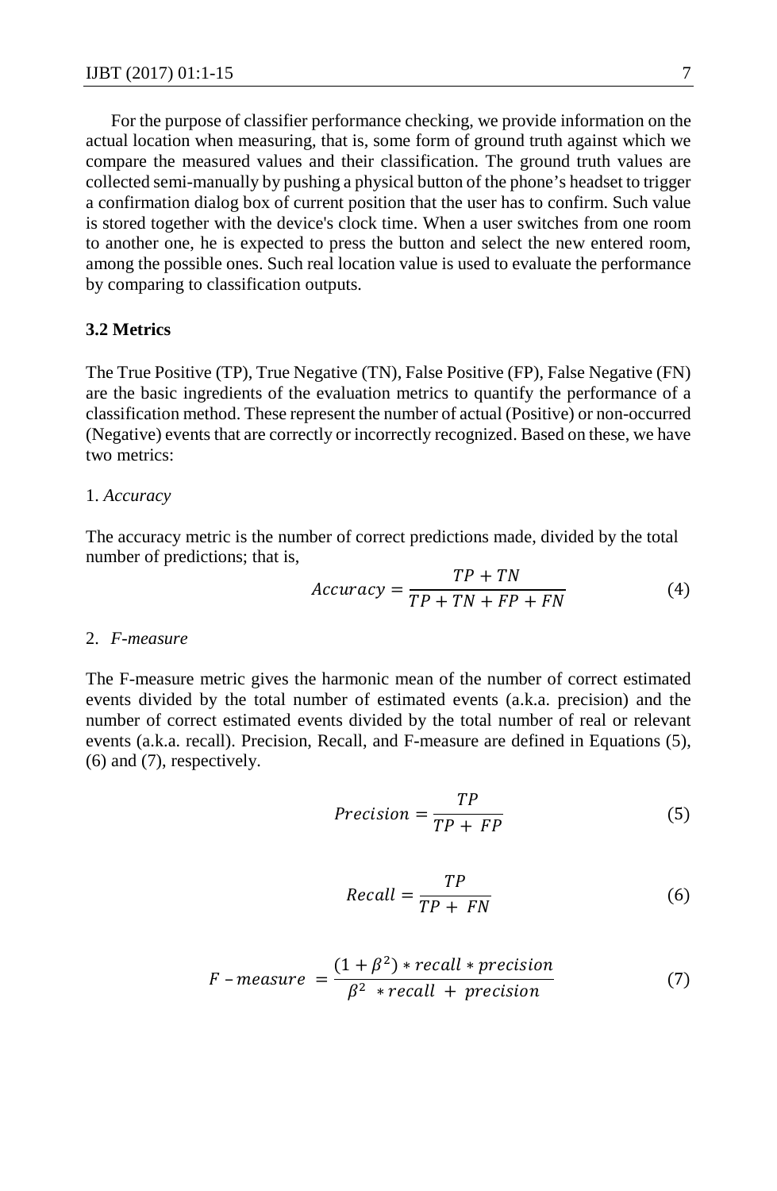For the purpose of classifier performance checking, we provide information on the actual location when measuring, that is, some form of ground truth against which we compare the measured values and their classification. The ground truth values are collected semi-manually by pushing a physical button of the phone's headset to trigger a confirmation dialog box of current position that the user has to confirm. Such value is stored together with the device's clock time. When a user switches from one room to another one, he is expected to press the button and select the new entered room, among the possible ones. Such real location value is used to evaluate the performance by comparing to classification outputs.

### 3.2 Metrics

The True Positive (TP), True Negative (TN), False Positive (FP), False Negative (FN) are the basic ingredients of the evaluation metrics to quantify the performance of a classification method. These represent the number of actual (Positive) or non-occurred (Negative) events that are correctly or incorrectly recognized. Based on these, we have two metrics:

1. *Accuracy*

The accuracy metric is the number of correct predictions made, divided by the total number of predictions; that is,

$$Accuracy = \frac{TP + TN}{TP + TN + FP + FN} \tag{4}$$

2. *F-measure*

The F-measure metric gives the harmonic mean of the number of correct estimated events divided by the total number of estimated events (a.k.a. precision) and the number of correct estimated events divided by the total number of real or relevant events (a.k.a. recall). Precision, Recall, and F-measure are defined in Equations (5), (6) and (7), respectively.

$$Precision = \frac{TP}{TP + FP} \tag{5}$$

$$Recall = \frac{TP}{TP + FN} \tag{6}$$

$$F-measure = \frac{(1 + \beta^2) * recall * precision}{\beta^2 * recall + precision} \tag{7}$$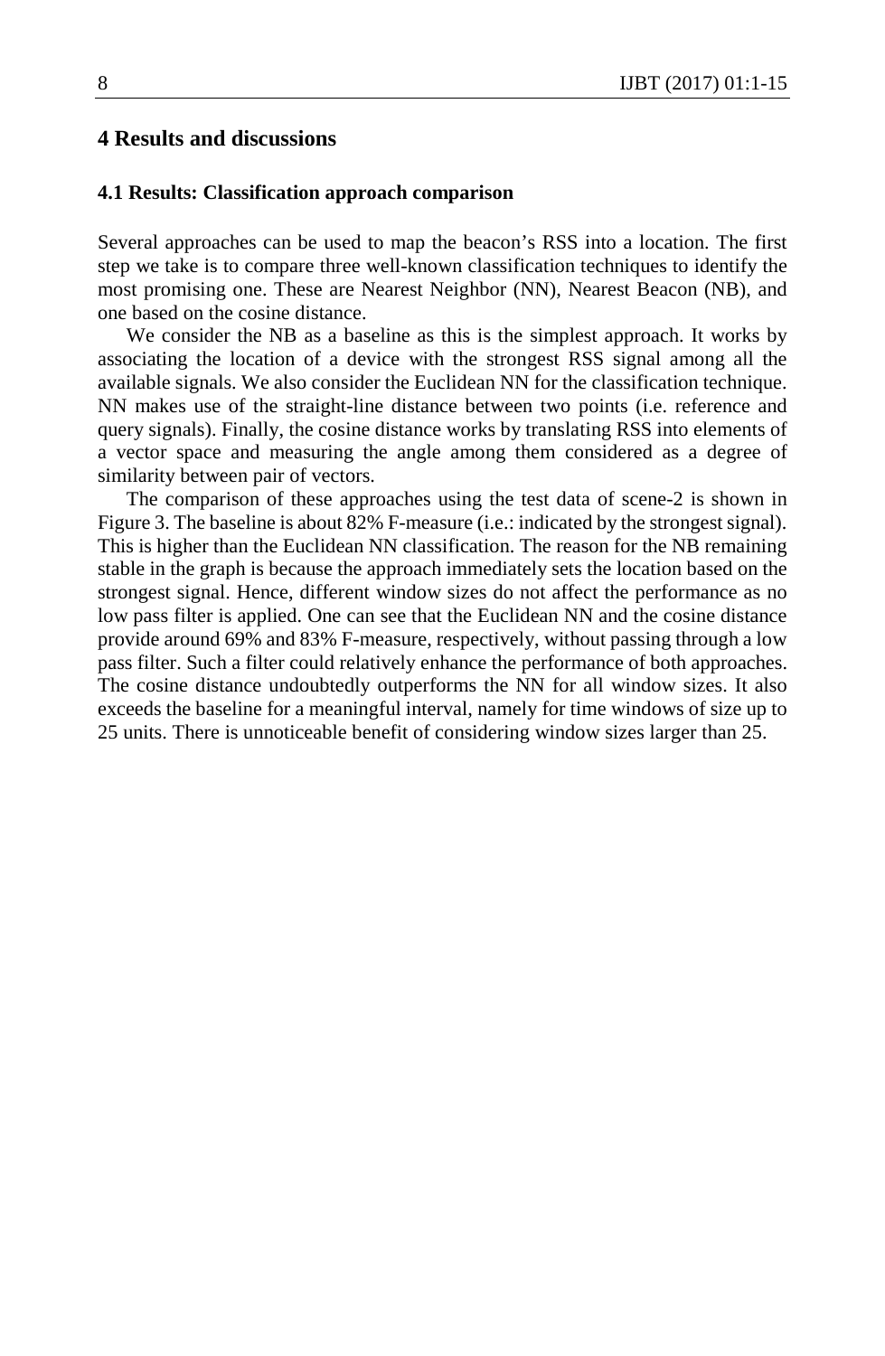## 4 Results and discussions

### 4.1 Results: Classification approach comparison

Several approaches can be used to map the beacon's RSS into a location. The first step we take is to compare three well-known classification techniques to identify the most promising one. These are Nearest Neighbor (NN), Nearest Beacon (NB), and one based on the cosine distance.

We consider the NB as a baseline as this is the simplest approach. It works by associating the location of a device with the strongest RSS signal among all the available signals. We also consider the Euclidean NN for the classification technique. NN makes use of the straight-line distance between two points (i.e. reference and query signals). Finally, the cosine distance works by translating RSS into elements of a vector space and measuring the angle among them considered as a degree of similarity between pair of vectors.

The comparison of these approaches using the test data of scene-2 is shown in Figure 3. The baseline is about 82% F-measure (i.e.: indicated by the strongest signal). This is higher than the Euclidean NN classification. The reason for the NB remaining stable in the graph is because the approach immediately sets the location based on the strongest signal. Hence, different window sizes do not affect the performance as no low pass filter is applied. One can see that the Euclidean NN and the cosine distance provide around 69% and 83% F-measure, respectively, without passing through a low pass filter. Such a filter could relatively enhance the performance of both approaches. The cosine distance undoubtedly outperforms the NN for all window sizes. It also exceeds the baseline for a meaningful interval, namely for time windows of size up to 25 units. There is unnoticeable benefit of considering window sizes larger than 25.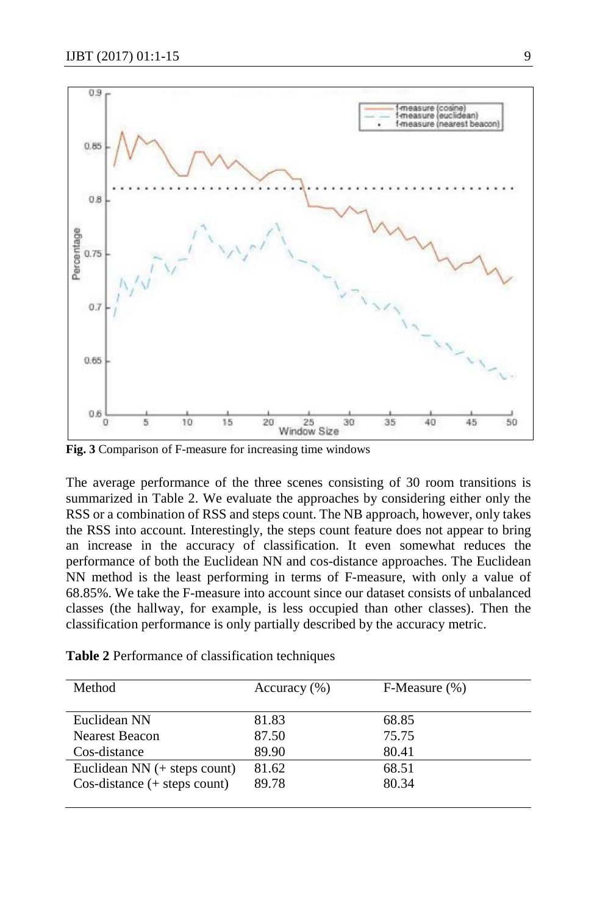**Fig. 3** Comparison of F-measure for increasing time windows

The average performance of the three scenes consisting of 30 room transitions is summarized in Table 2. We evaluate the approaches by considering either only the RSS or a combination of RSS and steps count. The NB approach, however, only takes the RSS into account. Interestingly, the steps count feature does not appear to bring an increase in the accuracy of classification. It even somewhat reduces the performance of both the Euclidean NN and cos-distance approaches. The Euclidean NN method is the least performing in terms of F-measure, with only a value of 68.85%. We take the F-measure into account since our dataset consists of unbalanced classes (the hallway, for example, is less occupied than other classes). Then the classification performance is only partially described by the accuracy metric.

**Table 2** Performance of classification techniques

| Method | Accuracy (%) | F-Measure (%) |
|---|---|---|
| Euclidean NN | 81.83 | 68.85 |
| Nearest Beacon | 87.50 | 75.75 |
| Cos-distance | 89.90 | 80.41 |
| Euclidean NN (+ steps count) | 81.62 | 68.51 |
| Cos-distance (+ steps count) | 89.78 | 80.34 |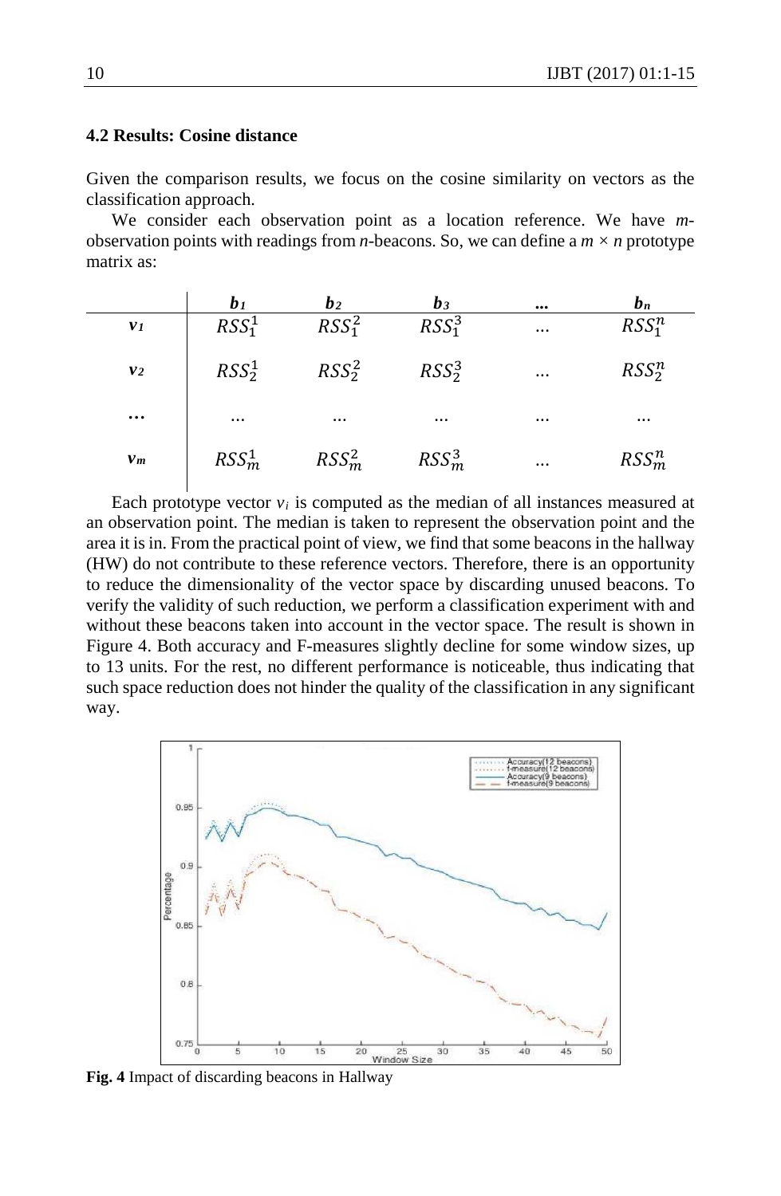### 4.2 Results: Cosine distance

Given the comparison results, we focus on the cosine similarity on vectors as the classification approach.

We consider each observation point as a location reference. We have *m*-observation points with readings from *n*-beacons. So, we can define a $m \times n$ prototype matrix as:

| | $b_1$ | $b_2$ | $b_3$ | … | $b_n$ |
|---|---|---|---|---|---|
| $v_1$ | $RSS_1^1$ | $RSS_1^2$ | $RSS_1^3$ | … | $RSS_1^n$ |
| $v_2$ | $RSS_2^1$ | $RSS_2^2$ | $RSS_2^3$ | … | $RSS_2^n$ |
| … | … | … | … | … | … |
| $v_m$ | $RSS_m^1$ | $RSS_m^2$ | $RSS_m^3$ | … | $RSS_m^n$ |

Each prototype vector $v_i$ is computed as the median of all instances measured at an observation point. The median is taken to represent the observation point and the area it is in. From the practical point of view, we find that some beacons in the hallway (HW) do not contribute to these reference vectors. Therefore, there is an opportunity to reduce the dimensionality of the vector space by discarding unused beacons. To verify the validity of such reduction, we perform a classification experiment with and without these beacons taken into account in the vector space. The result is shown in Figure 4. Both accuracy and F-measures slightly decline for some window sizes, up to 13 units. For the rest, no different performance is noticeable, thus indicating that such space reduction does not hinder the quality of the classification in any significant way.

**Fig. 4** Impact of discarding beacons in Hallway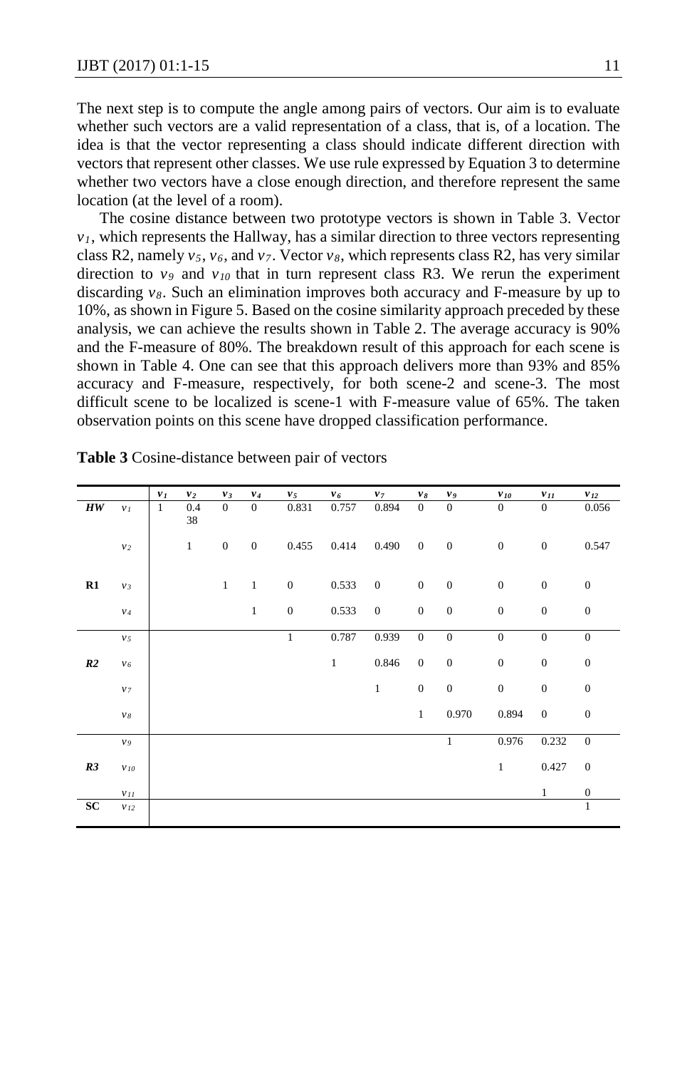The next step is to compute the angle among pairs of vectors. Our aim is to evaluate whether such vectors are a valid representation of a class, that is, of a location. The idea is that the vector representing a class should indicate different direction with vectors that represent other classes. We use rule expressed by Equation 3 to determine whether two vectors have a close enough direction, and therefore represent the same location (at the level of a room).

The cosine distance between two prototype vectors is shown in Table 3. Vector $v_1$, which represents the Hallway, has a similar direction to three vectors representing class R2, namely $v_5$, $v_6$, and $v_7$. Vector $v_8$, which represents class R2, has very similar direction to $v_9$ and $v_{10}$ that in turn represent class R3. We rerun the experiment discarding $v_8$. Such an elimination improves both accuracy and F-measure by up to 10%, as shown in Figure 5. Based on the cosine similarity approach preceded by these analysis, we can achieve the results shown in Table 2. The average accuracy is 90% and the F-measure of 80%. The breakdown result of this approach for each scene is shown in Table 4. One can see that this approach delivers more than 93% and 85% accuracy and F-measure, respectively, for both scene-2 and scene-3. The most difficult scene to be localized is scene-1 with F-measure value of 65%. The taken observation points on this scene have dropped classification performance.

**Table 3** Cosine-distance between pair of vectors

| | | $v_1$ | $v_2$ | $v_3$ | $v_4$ | $v_5$ | $v_6$ | $v_7$ | $v_8$ | $v_9$ | $v_{10}$ | $v_{11}$ | $v_{12}$ |
|---|---|---|---|---|---|---|---|---|---|---|---|---|---|
| ***HW*** | $v_1$ | 1 | 0.438 | 0 | 0 | 0.831 | 0.757 | 0.894 | 0 | 0 | 0 | 0 | 0.056 |
| | $v_2$ | | 1 | 0 | 0 | 0.455 | 0.414 | 0.490 | 0 | 0 | 0 | 0 | 0.547 |
| **R1** | $v_3$ | | | 1 | 1 | 0 | 0.533 | 0 | 0 | 0 | 0 | 0 | 0 |
| | $v_4$ | | | | 1 | 0 | 0.533 | 0 | 0 | 0 | 0 | 0 | 0 |
| | $v_5$ | | | | | 1 | 0.787 | 0.939 | 0 | 0 | 0 | 0 | 0 |
| ***R2*** | $v_6$ | | | | | | 1 | 0.846 | 0 | 0 | 0 | 0 | 0 |
| | $v_7$ | | | | | | | 1 | 0 | 0 | 0 | 0 | 0 |
| | $v_8$ | | | | | | | | 1 | 0.970 | 0.894 | 0 | 0 |
| | $v_9$ | | | | | | | | | 1 | 0.976 | 0.232 | 0 |
| ***R3*** | $v_{10}$ | | | | | | | | | | 1 | 0.427 | 0 |
| | $v_{11}$ | | | | | | | | | | | 1 | 0 |
| **SC** | $v_{12}$ | | | | | | | | | | | | 1 |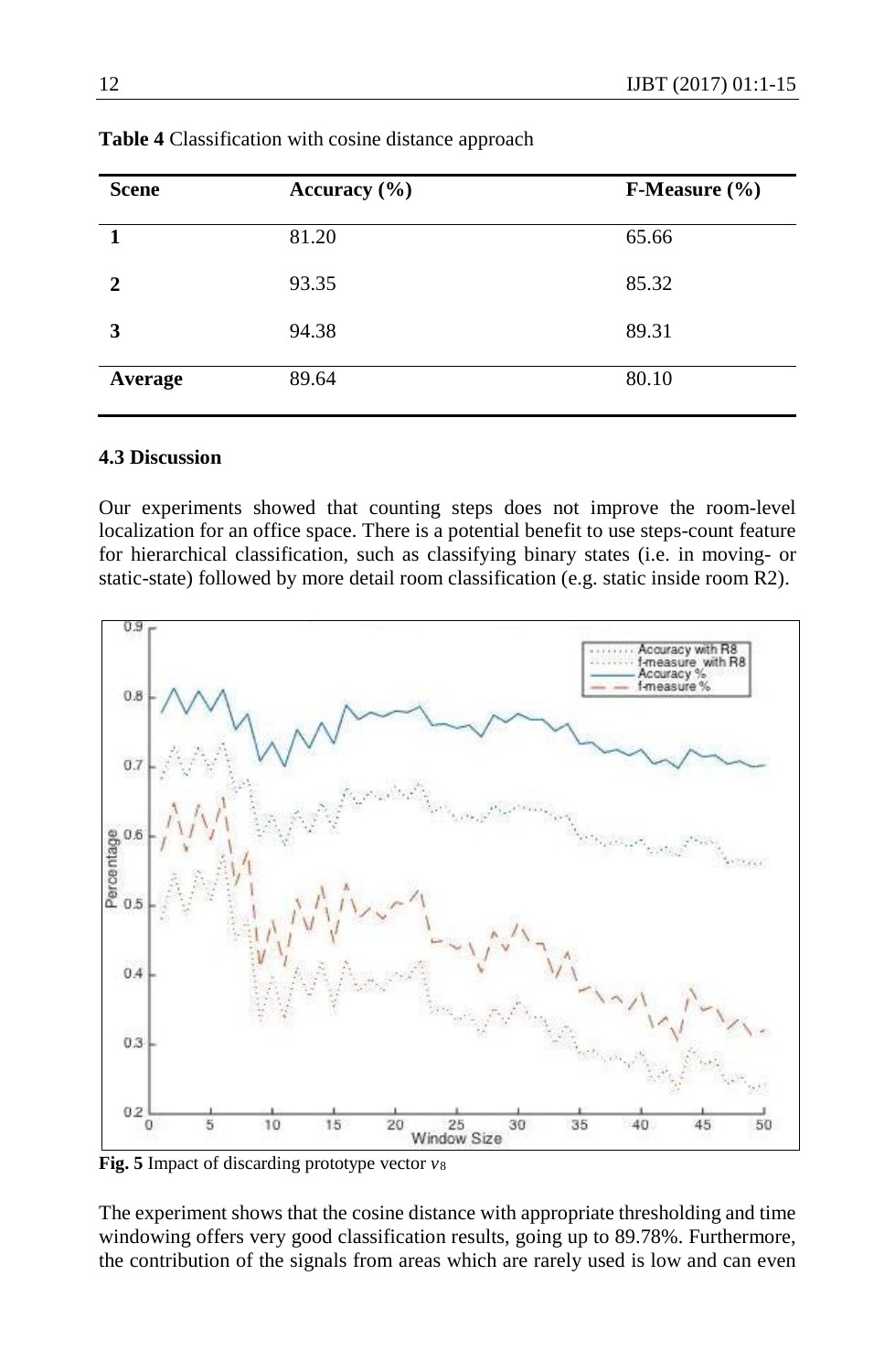**Table 4** Classification with cosine distance approach

| Scene | Accuracy (%) | F-Measure (%) |
|---|---|---|
| **1** | 81.20 | 65.66 |
| **2** | 93.35 | 85.32 |
| **3** | 94.38 | 89.31 |
| **Average** | 89.64 | 80.10 |

### 4.3 Discussion

Our experiments showed that counting steps does not improve the room-level localization for an office space. There is a potential benefit to use steps-count feature for hierarchical classification, such as classifying binary states (i.e. in moving- or static-state) followed by more detail room classification (e.g. static inside room R2).

**Fig. 5** Impact of discarding prototype vector $v_8$

The experiment shows that the cosine distance with appropriate thresholding and time windowing offers very good classification results, going up to 89.78%. Furthermore, the contribution of the signals from areas which are rarely used is low and can even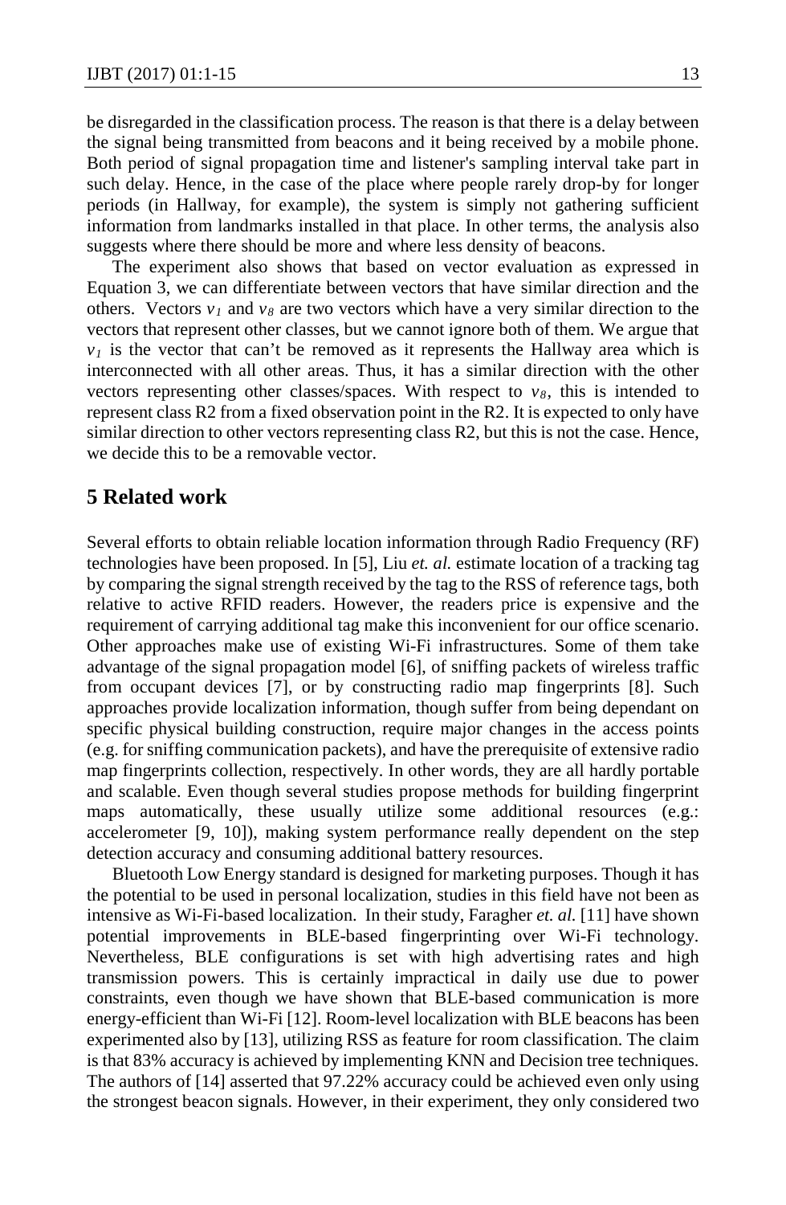be disregarded in the classification process. The reason is that there is a delay between the signal being transmitted from beacons and it being received by a mobile phone. Both period of signal propagation time and listener's sampling interval take part in such delay. Hence, in the case of the place where people rarely drop-by for longer periods (in Hallway, for example), the system is simply not gathering sufficient information from landmarks installed in that place. In other terms, the analysis also suggests where there should be more and where less density of beacons.

The experiment also shows that based on vector evaluation as expressed in Equation 3, we can differentiate between vectors that have similar direction and the others. Vectors $v_1$ and $v_8$ are two vectors which have a very similar direction to the vectors that represent other classes, but we cannot ignore both of them. We argue that $v_1$ is the vector that can't be removed as it represents the Hallway area which is interconnected with all other areas. Thus, it has a similar direction with the other vectors representing other classes/spaces. With respect to $v_8$, this is intended to represent class R2 from a fixed observation point in the R2. It is expected to only have similar direction to other vectors representing class R2, but this is not the case. Hence, we decide this to be a removable vector.

## 5 Related work

Several efforts to obtain reliable location information through Radio Frequency (RF) technologies have been proposed. In [5], Liu *et. al.* estimate location of a tracking tag by comparing the signal strength received by the tag to the RSS of reference tags, both relative to active RFID readers. However, the readers price is expensive and the requirement of carrying additional tag make this inconvenient for our office scenario. Other approaches make use of existing Wi-Fi infrastructures. Some of them take advantage of the signal propagation model [6], of sniffing packets of wireless traffic from occupant devices [7], or by constructing radio map fingerprints [8]. Such approaches provide localization information, though suffer from being dependant on specific physical building construction, require major changes in the access points (e.g. for sniffing communication packets), and have the prerequisite of extensive radio map fingerprints collection, respectively. In other words, they are all hardly portable and scalable. Even though several studies propose methods for building fingerprint maps automatically, these usually utilize some additional resources (e.g.: accelerometer [9, 10]), making system performance really dependent on the step detection accuracy and consuming additional battery resources.

Bluetooth Low Energy standard is designed for marketing purposes. Though it has the potential to be used in personal localization, studies in this field have not been as intensive as Wi-Fi-based localization. In their study, Faragher *et. al.* [11] have shown potential improvements in BLE-based fingerprinting over Wi-Fi technology. Nevertheless, BLE configurations is set with high advertising rates and high transmission powers. This is certainly impractical in daily use due to power constraints, even though we have shown that BLE-based communication is more energy-efficient than Wi-Fi [12]. Room-level localization with BLE beacons has been experimented also by [13], utilizing RSS as feature for room classification. The claim is that 83% accuracy is achieved by implementing KNN and Decision tree techniques. The authors of [14] asserted that 97.22% accuracy could be achieved even only using the strongest beacon signals. However, in their experiment, they only considered two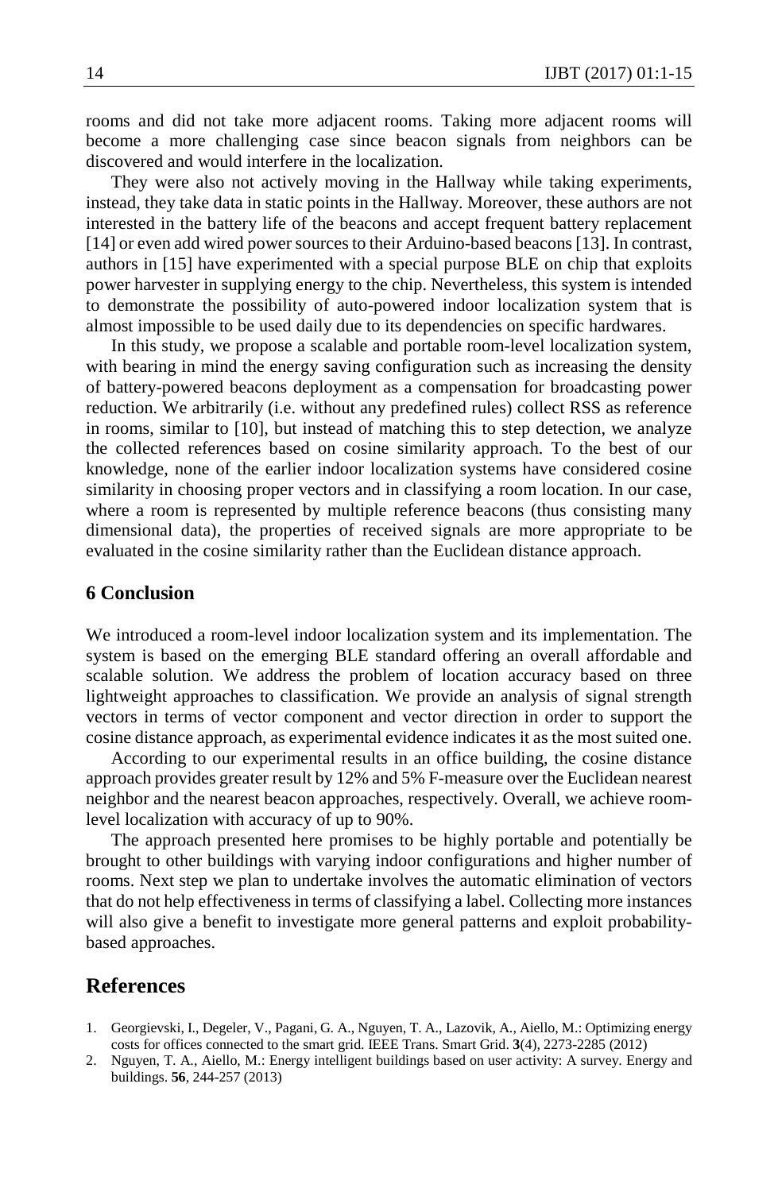rooms and did not take more adjacent rooms. Taking more adjacent rooms will become a more challenging case since beacon signals from neighbors can be discovered and would interfere in the localization.

They were also not actively moving in the Hallway while taking experiments, instead, they take data in static points in the Hallway. Moreover, these authors are not interested in the battery life of the beacons and accept frequent battery replacement [14] or even add wired power sources to their Arduino-based beacons [13]. In contrast, authors in [15] have experimented with a special purpose BLE on chip that exploits power harvester in supplying energy to the chip. Nevertheless, this system is intended to demonstrate the possibility of auto-powered indoor localization system that is almost impossible to be used daily due to its dependencies on specific hardwares.

In this study, we propose a scalable and portable room-level localization system, with bearing in mind the energy saving configuration such as increasing the density of battery-powered beacons deployment as a compensation for broadcasting power reduction. We arbitrarily (i.e. without any predefined rules) collect RSS as reference in rooms, similar to [10], but instead of matching this to step detection, we analyze the collected references based on cosine similarity approach. To the best of our knowledge, none of the earlier indoor localization systems have considered cosine similarity in choosing proper vectors and in classifying a room location. In our case, where a room is represented by multiple reference beacons (thus consisting many dimensional data), the properties of received signals are more appropriate to be evaluated in the cosine similarity rather than the Euclidean distance approach.

## 6 Conclusion

We introduced a room-level indoor localization system and its implementation. The system is based on the emerging BLE standard offering an overall affordable and scalable solution. We address the problem of location accuracy based on three lightweight approaches to classification. We provide an analysis of signal strength vectors in terms of vector component and vector direction in order to support the cosine distance approach, as experimental evidence indicates it as the most suited one.

According to our experimental results in an office building, the cosine distance approach provides greater result by 12% and 5% F-measure over the Euclidean nearest neighbor and the nearest beacon approaches, respectively. Overall, we achieve room-level localization with accuracy of up to 90%.

The approach presented here promises to be highly portable and potentially be brought to other buildings with varying indoor configurations and higher number of rooms. Next step we plan to undertake involves the automatic elimination of vectors that do not help effectiveness in terms of classifying a label. Collecting more instances will also give a benefit to investigate more general patterns and exploit probability-based approaches.

## References

1. Georgievski, I., Degeler, V., Pagani, G. A., Nguyen, T. A., Lazovik, A., Aiello, M.: Optimizing energy costs for offices connected to the smart grid. IEEE Trans. Smart Grid. **3**(4), 2273-2285 (2012)
2. Nguyen, T. A., Aiello, M.: Energy intelligent buildings based on user activity: A survey. Energy and buildings. **56**, 244-257 (2013)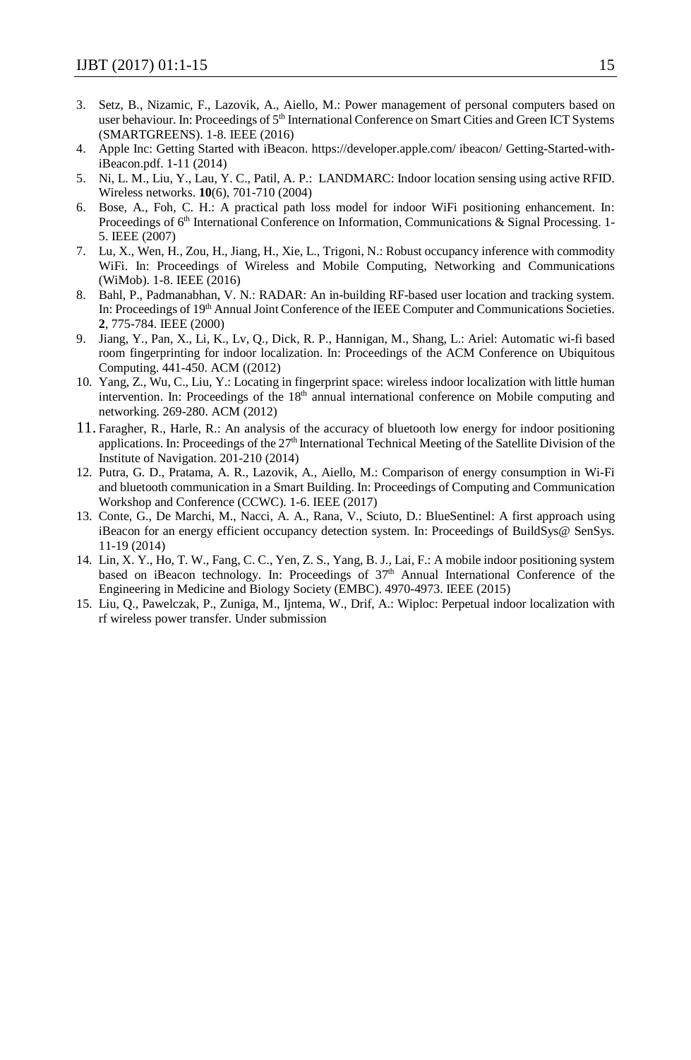3. Setz, B., Nizamic, F., Lazovik, A., Aiello, M.: Power management of personal computers based on user behaviour. In: Proceedings of 5th International Conference on Smart Cities and Green ICT Systems (SMARTGREENS). 1-8. IEEE (2016)
4. Apple Inc: Getting Started with iBeacon. https://developer.apple.com/ ibeacon/ Getting-Started-with-iBeacon.pdf. 1-11 (2014)
5. Ni, L. M., Liu, Y., Lau, Y. C., Patil, A. P.: LANDMARC: Indoor location sensing using active RFID. Wireless networks. **10**(6), 701-710 (2004)
6. Bose, A., Foh, C. H.: A practical path loss model for indoor WiFi positioning enhancement. In: Proceedings of 6th International Conference on Information, Communications & Signal Processing. 1-5. IEEE (2007)
7. Lu, X., Wen, H., Zou, H., Jiang, H., Xie, L., Trigoni, N.: Robust occupancy inference with commodity WiFi. In: Proceedings of Wireless and Mobile Computing, Networking and Communications (WiMob). 1-8. IEEE (2016)
8. Bahl, P., Padmanabhan, V. N.: RADAR: An in-building RF-based user location and tracking system. In: Proceedings of 19th Annual Joint Conference of the IEEE Computer and Communications Societies. **2**, 775-784. IEEE (2000)
9. Jiang, Y., Pan, X., Li, K., Lv, Q., Dick, R. P., Hannigan, M., Shang, L.: Ariel: Automatic wi-fi based room fingerprinting for indoor localization. In: Proceedings of the ACM Conference on Ubiquitous Computing. 441-450. ACM ((2012)
10. Yang, Z., Wu, C., Liu, Y.: Locating in fingerprint space: wireless indoor localization with little human intervention. In: Proceedings of the 18th annual international conference on Mobile computing and networking. 269-280. ACM (2012)
11. Faragher, R., Harle, R.: An analysis of the accuracy of bluetooth low energy for indoor positioning applications. In: Proceedings of the 27th International Technical Meeting of the Satellite Division of the Institute of Navigation. 201-210 (2014)
12. Putra, G. D., Pratama, A. R., Lazovik, A., Aiello, M.: Comparison of energy consumption in Wi-Fi and bluetooth communication in a Smart Building. In: Proceedings of Computing and Communication Workshop and Conference (CCWC). 1-6. IEEE (2017)
13. Conte, G., De Marchi, M., Nacci, A. A., Rana, V., Sciuto, D.: BlueSentinel: A first approach using iBeacon for an energy efficient occupancy detection system. In: Proceedings of BuildSys@ SenSys. 11-19 (2014)
14. Lin, X. Y., Ho, T. W., Fang, C. C., Yen, Z. S., Yang, B. J., Lai, F.: A mobile indoor positioning system based on iBeacon technology. In: Proceedings of 37th Annual International Conference of the Engineering in Medicine and Biology Society (EMBC). 4970-4973. IEEE (2015)
15. Liu, Q., Pawelczak, P., Zuniga, M., Ijntema, W., Drif, A.: Wiploc: Perpetual indoor localization with rf wireless power transfer. Under submission